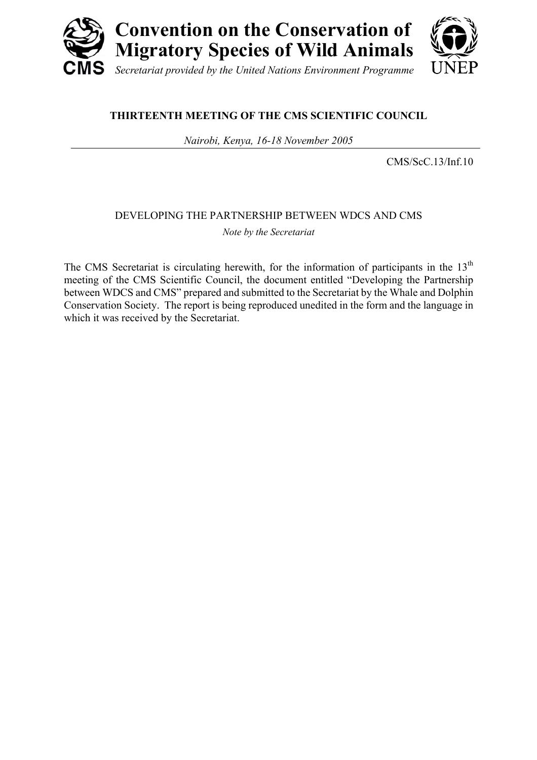# Convention on the Conservation of Migratory Species of Wild Animals

CMS

*Secretariat provided by the United Nations Environment Programme*

UNEP

**THIRTEENTH MEETING OF THE CMS SCIENTIFIC COUNCIL**

*Nairobi, Kenya, 16-18 November 2005*

CMS/ScC.13/Inf.10

DEVELOPING THE PARTNERSHIP BETWEEN WDCS AND CMS

*Note by the Secretariat*

The CMS Secretariat is circulating herewith, for the information of participants in the 13th meeting of the CMS Scientific Council, the document entitled "Developing the Partnership between WDCS and CMS" prepared and submitted to the Secretariat by the Whale and Dolphin Conservation Society. The report is being reproduced unedited in the form and the language in which it was received by the Secretariat.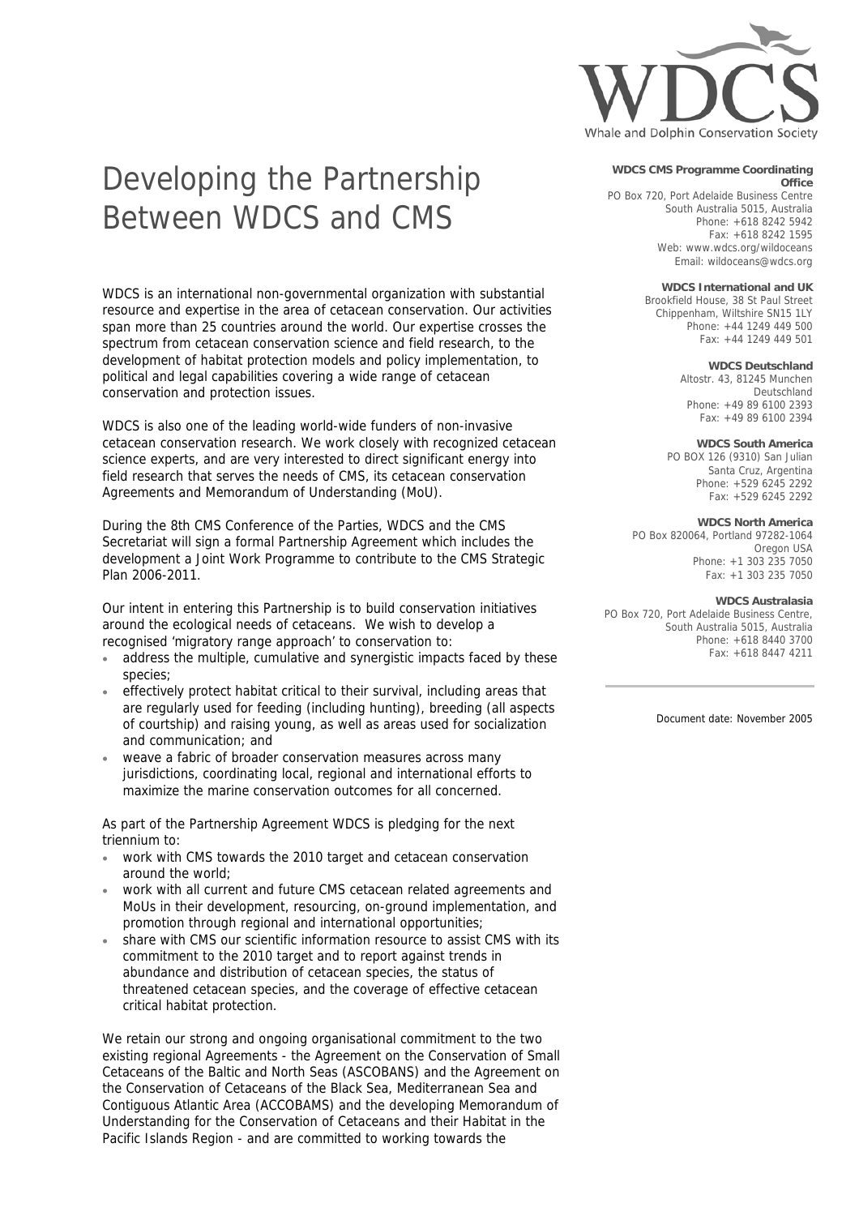# Developing the Partnership Between WDCS and CMS

**WDCS CMS Programme Coordinating Office**
PO Box 720, Port Adelaide Business Centre
South Australia 5015, Australia
Phone: +618 8242 5942
Fax: +618 8242 1595
Web: www.wdcs.org/wildoceans
Email: wildoceans@wdcs.org

**WDCS International and UK**
Brookfield House, 38 St Paul Street
Chippenham, Wiltshire SN15 1LY
Phone: +44 1249 449 500
Fax: +44 1249 449 501

**WDCS Deutschland**
Altostr. 43, 81245 Munchen
Deutschland
Phone: +49 89 6100 2393
Fax: +49 89 6100 2394

**WDCS South America**
PO BOX 126 (9310) San Julian
Santa Cruz, Argentina
Phone: +529 6245 2292
Fax: +529 6245 2292

**WDCS North America**
PO Box 820064, Portland 97282-1064
Oregon USA
Phone: +1 303 235 7050
Fax: +1 303 235 7050

**WDCS Australasia**
PO Box 720, Port Adelaide Business Centre,
South Australia 5015, Australia
Phone: +618 8440 3700
Fax: +618 8447 4211

Document date: November 2005

WDCS is an international non-governmental organization with substantial resource and expertise in the area of cetacean conservation. Our activities span more than 25 countries around the world. Our expertise crosses the spectrum from cetacean conservation science and field research, to the development of habitat protection models and policy implementation, to political and legal capabilities covering a wide range of cetacean conservation and protection issues.

WDCS is also one of the leading world-wide funders of non-invasive cetacean conservation research. We work closely with recognized cetacean science experts, and are very interested to direct significant energy into field research that serves the needs of CMS, its cetacean conservation Agreements and Memorandum of Understanding (MoU).

During the 8th CMS Conference of the Parties, WDCS and the CMS Secretariat will sign a formal Partnership Agreement which includes the development a Joint Work Programme to contribute to the CMS Strategic Plan 2006-2011.

Our intent in entering this Partnership is to build conservation initiatives around the ecological needs of cetaceans. We wish to develop a recognised 'migratory range approach' to conservation to:

- address the multiple, cumulative and synergistic impacts faced by these species;
- effectively protect habitat critical to their survival, including areas that are regularly used for feeding (including hunting), breeding (all aspects of courtship) and raising young, as well as areas used for socialization and communication; and
- weave a fabric of broader conservation measures across many jurisdictions, coordinating local, regional and international efforts to maximize the marine conservation outcomes for all concerned.

As part of the Partnership Agreement WDCS is pledging for the next triennium to:

- work with CMS towards the 2010 target and cetacean conservation around the world;
- work with all current and future CMS cetacean related agreements and MoUs in their development, resourcing, on-ground implementation, and promotion through regional and international opportunities;
- share with CMS our scientific information resource to assist CMS with its commitment to the 2010 target and to report against trends in abundance and distribution of cetacean species, the status of threatened cetacean species, and the coverage of effective cetacean critical habitat protection.

We retain our strong and ongoing organisational commitment to the two existing regional Agreements - the Agreement on the Conservation of Small Cetaceans of the Baltic and North Seas (ASCOBANS) and the Agreement on the Conservation of Cetaceans of the Black Sea, Mediterranean Sea and Contiguous Atlantic Area (ACCOBAMS) and the developing Memorandum of Understanding for the Conservation of Cetaceans and their Habitat in the Pacific Islands Region - and are committed to working towards the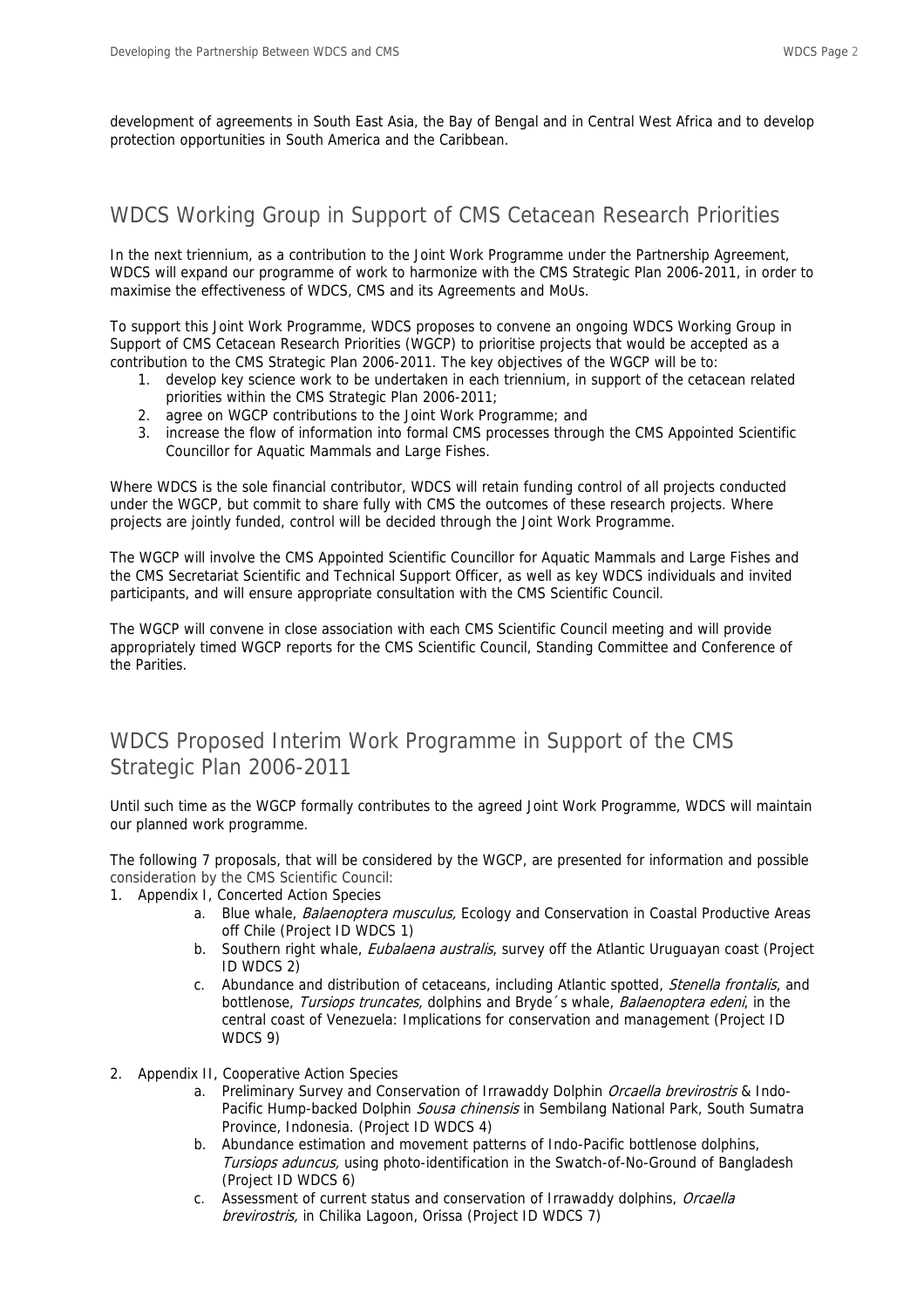development of agreements in South East Asia, the Bay of Bengal and in Central West Africa and to develop protection opportunities in South America and the Caribbean.

## WDCS Working Group in Support of CMS Cetacean Research Priorities

In the next triennium, as a contribution to the Joint Work Programme under the Partnership Agreement, WDCS will expand our programme of work to harmonize with the CMS Strategic Plan 2006-2011, in order to maximise the effectiveness of WDCS, CMS and its Agreements and MoUs.

To support this Joint Work Programme, WDCS proposes to convene an ongoing WDCS Working Group in Support of CMS Cetacean Research Priorities (WGCP) to prioritise projects that would be accepted as a contribution to the CMS Strategic Plan 2006-2011. The key objectives of the WGCP will be to:

1. develop key science work to be undertaken in each triennium, in support of the cetacean related priorities within the CMS Strategic Plan 2006-2011;
2. agree on WGCP contributions to the Joint Work Programme; and
3. increase the flow of information into formal CMS processes through the CMS Appointed Scientific Councillor for Aquatic Mammals and Large Fishes.

Where WDCS is the sole financial contributor, WDCS will retain funding control of all projects conducted under the WGCP, but commit to share fully with CMS the outcomes of these research projects. Where projects are jointly funded, control will be decided through the Joint Work Programme.

The WGCP will involve the CMS Appointed Scientific Councillor for Aquatic Mammals and Large Fishes and the CMS Secretariat Scientific and Technical Support Officer, as well as key WDCS individuals and invited participants, and will ensure appropriate consultation with the CMS Scientific Council.

The WGCP will convene in close association with each CMS Scientific Council meeting and will provide appropriately timed WGCP reports for the CMS Scientific Council, Standing Committee and Conference of the Parities.

## WDCS Proposed Interim Work Programme in Support of the CMS Strategic Plan 2006-2011

Until such time as the WGCP formally contributes to the agreed Joint Work Programme, WDCS will maintain our planned work programme.

The following 7 proposals, that will be considered by the WGCP, are presented for information and possible consideration by the CMS Scientific Council:

1. Appendix I, Concerted Action Species
    a. Blue whale, *Balaenoptera musculus,* Ecology and Conservation in Coastal Productive Areas off Chile (Project ID WDCS 1)
    b. Southern right whale, *Eubalaena australis*, survey off the Atlantic Uruguayan coast (Project ID WDCS 2)
    c. Abundance and distribution of cetaceans, including Atlantic spotted, *Stenella frontalis*, and bottlenose, *Tursiops truncates,* dolphins and Bryde´s whale, *Balaenoptera edeni*, in the central coast of Venezuela: Implications for conservation and management (Project ID WDCS 9)

2. Appendix II, Cooperative Action Species
    a. Preliminary Survey and Conservation of Irrawaddy Dolphin *Orcaella brevirostris* & Indo-Pacific Hump-backed Dolphin *Sousa chinensis* in Sembilang National Park, South Sumatra Province, Indonesia. (Project ID WDCS 4)
    b. Abundance estimation and movement patterns of Indo-Pacific bottlenose dolphins, *Tursiops aduncus,* using photo-identification in the Swatch-of-No-Ground of Bangladesh (Project ID WDCS 6)
    c. Assessment of current status and conservation of Irrawaddy dolphins, *Orcaella brevirostris,* in Chilika Lagoon, Orissa (Project ID WDCS 7)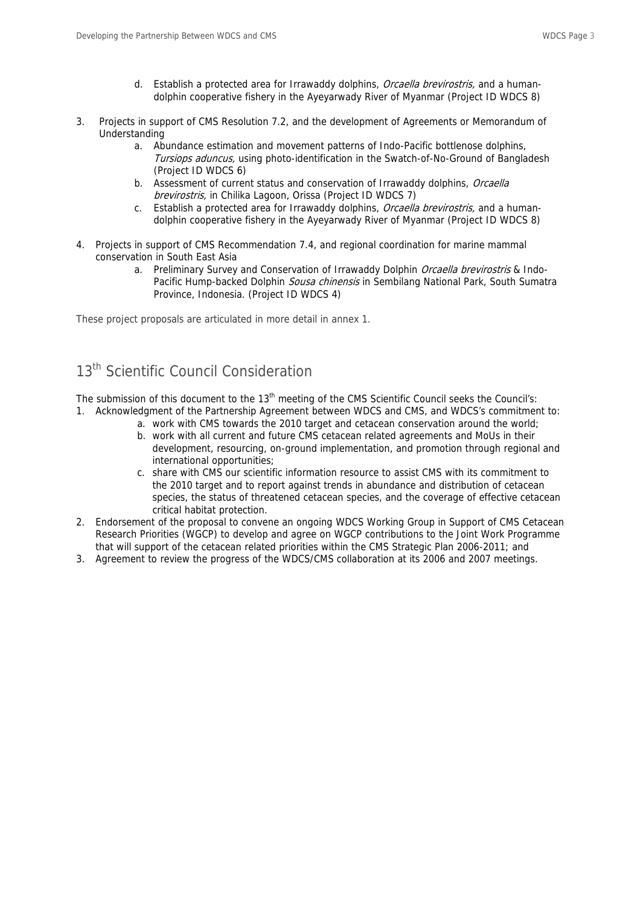d. Establish a protected area for Irrawaddy dolphins, *Orcaella brevirostris,* and a human-dolphin cooperative fishery in the Ayeyarwady River of Myanmar (Project ID WDCS 8)

3. Projects in support of CMS Resolution 7.2, and the development of Agreements or Memorandum of Understanding
   a. Abundance estimation and movement patterns of Indo-Pacific bottlenose dolphins, *Tursiops aduncus,* using photo-identification in the Swatch-of-No-Ground of Bangladesh (Project ID WDCS 6)
   b. Assessment of current status and conservation of Irrawaddy dolphins, *Orcaella brevirostris,* in Chilika Lagoon, Orissa (Project ID WDCS 7)
   c. Establish a protected area for Irrawaddy dolphins, *Orcaella brevirostris,* and a human-dolphin cooperative fishery in the Ayeyarwady River of Myanmar (Project ID WDCS 8)

4. Projects in support of CMS Recommendation 7.4, and regional coordination for marine mammal conservation in South East Asia
   a. Preliminary Survey and Conservation of Irrawaddy Dolphin *Orcaella brevirostris* & Indo-Pacific Hump-backed Dolphin *Sousa chinensis* in Sembilang National Park, South Sumatra Province, Indonesia. (Project ID WDCS 4)

These project proposals are articulated in more detail in annex 1.

## 13th Scientific Council Consideration

The submission of this document to the 13th meeting of the CMS Scientific Council seeks the Council's:

1. Acknowledgment of the Partnership Agreement between WDCS and CMS, and WDCS's commitment to:
   a. work with CMS towards the 2010 target and cetacean conservation around the world;
   b. work with all current and future CMS cetacean related agreements and MoUs in their development, resourcing, on-ground implementation, and promotion through regional and international opportunities;
   c. share with CMS our scientific information resource to assist CMS with its commitment to the 2010 target and to report against trends in abundance and distribution of cetacean species, the status of threatened cetacean species, and the coverage of effective cetacean critical habitat protection.
2. Endorsement of the proposal to convene an ongoing WDCS Working Group in Support of CMS Cetacean Research Priorities (WGCP) to develop and agree on WGCP contributions to the Joint Work Programme that will support of the cetacean related priorities within the CMS Strategic Plan 2006-2011; and
3. Agreement to review the progress of the WDCS/CMS collaboration at its 2006 and 2007 meetings.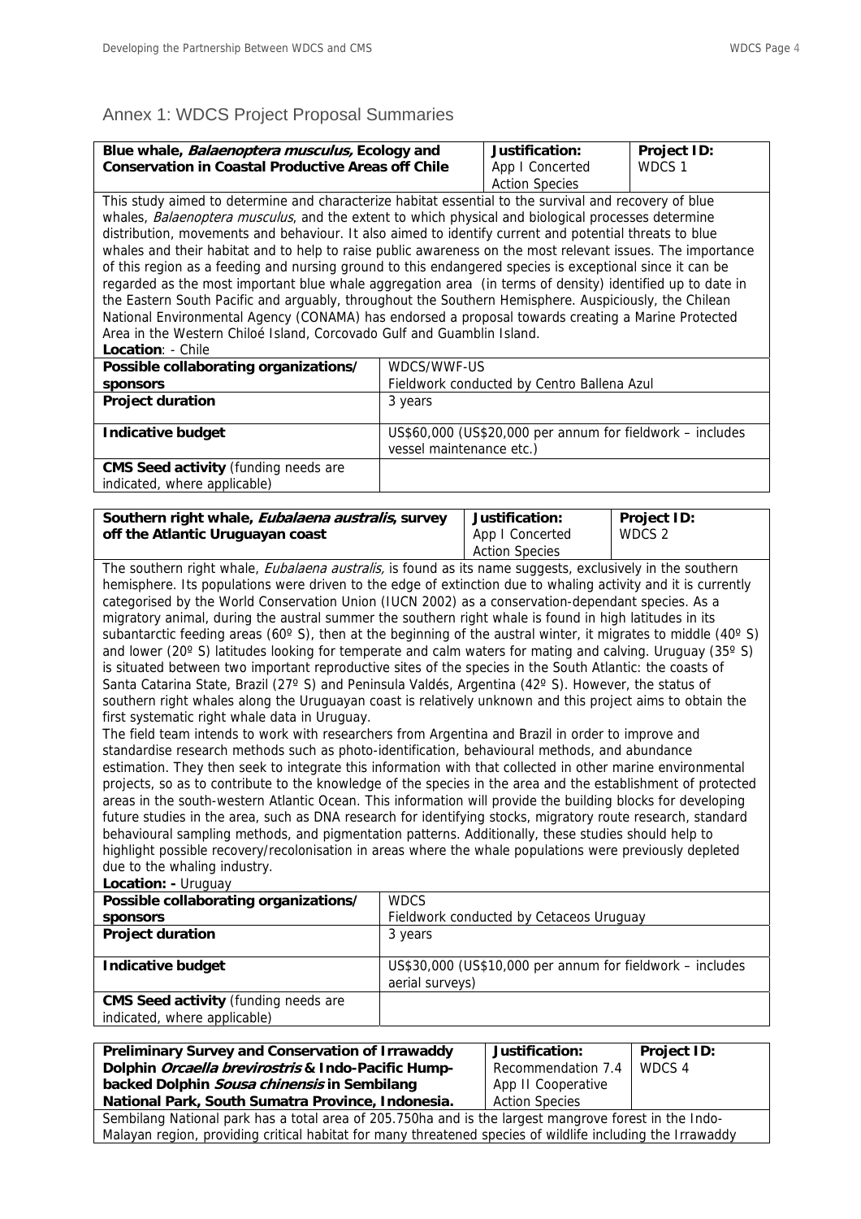## Annex 1: WDCS Project Proposal Summaries

| **Blue whale, *Balaenoptera musculus,* Ecology and Conservation in Coastal Productive Areas off Chile** | **Justification:** App I Concerted Action Species | **Project ID:** WDCS 1 |
|---|---|---|
| This study aimed to determine and characterize habitat essential to the survival and recovery of blue whales, *Balaenoptera musculus*, and the extent to which physical and biological processes determine distribution, movements and behaviour. It also aimed to identify current and potential threats to blue whales and their habitat and to help to raise public awareness on the most relevant issues. The importance of this region as a feeding and nursing ground to this endangered species is exceptional since it can be regarded as the most important blue whale aggregation area (in terms of density) identified up to date in the Eastern South Pacific and arguably, throughout the Southern Hemisphere. Auspiciously, the Chilean National Environmental Agency (CONAMA) has endorsed a proposal towards creating a Marine Protected Area in the Western Chiloé Island, Corcovado Gulf and Guamblin Island. **Location**: - Chile | | |
| **Possible collaborating organizations/ sponsors** | WDCS/WWF-US Fieldwork conducted by Centro Ballena Azul | |
| **Project duration** | 3 years | |
| **Indicative budget** | US$60,000 (US$20,000 per annum for fieldwork – includes vessel maintenance etc.) | |
| **CMS Seed activity** (funding needs are indicated, where applicable) | | |

| **Southern right whale, *Eubalaena australis*, survey off the Atlantic Uruguayan coast** | **Justification:** App I Concerted Action Species | **Project ID:** WDCS 2 |
|---|---|---|
| The southern right whale, *Eubalaena australis,* is found as its name suggests, exclusively in the southern hemisphere. Its populations were driven to the edge of extinction due to whaling activity and it is currently categorised by the World Conservation Union (IUCN 2002) as a conservation-dependant species. As a migratory animal, during the austral summer the southern right whale is found in high latitudes in its subantarctic feeding areas (60º S), then at the beginning of the austral winter, it migrates to middle (40º S) and lower (20º S) latitudes looking for temperate and calm waters for mating and calving. Uruguay (35º S) is situated between two important reproductive sites of the species in the South Atlantic: the coasts of Santa Catarina State, Brazil (27º S) and Peninsula Valdés, Argentina (42º S). However, the status of southern right whales along the Uruguayan coast is relatively unknown and this project aims to obtain the first systematic right whale data in Uruguay. The field team intends to work with researchers from Argentina and Brazil in order to improve and standardise research methods such as photo-identification, behavioural methods, and abundance estimation. They then seek to integrate this information with that collected in other marine environmental projects, so as to contribute to the knowledge of the species in the area and the establishment of protected areas in the south-western Atlantic Ocean. This information will provide the building blocks for developing future studies in the area, such as DNA research for identifying stocks, migratory route research, standard behavioural sampling methods, and pigmentation patterns. Additionally, these studies should help to highlight possible recovery/recolonisation in areas where the whale populations were previously depleted due to the whaling industry. **Location: -** Uruguay | | |
| **Possible collaborating organizations/ sponsors** | WDCS Fieldwork conducted by Cetaceos Uruguay | |
| **Project duration** | 3 years | |
| **Indicative budget** | US$30,000 (US$10,000 per annum for fieldwork – includes aerial surveys) | |
| **CMS Seed activity** (funding needs are indicated, where applicable) | | |

| **Preliminary Survey and Conservation of Irrawaddy Dolphin *Orcaella brevirostris* & Indo-Pacific Hump-backed Dolphin *Sousa chinensis* in Sembilang National Park, South Sumatra Province, Indonesia.** | **Justification:** Recommendation 7.4 App II Cooperative Action Species | **Project ID:** WDCS 4 |
|---|---|---|
| Sembilang National park has a total area of 205.750ha and is the largest mangrove forest in the Indo-Malayan region, providing critical habitat for many threatened species of wildlife including the Irrawaddy | | |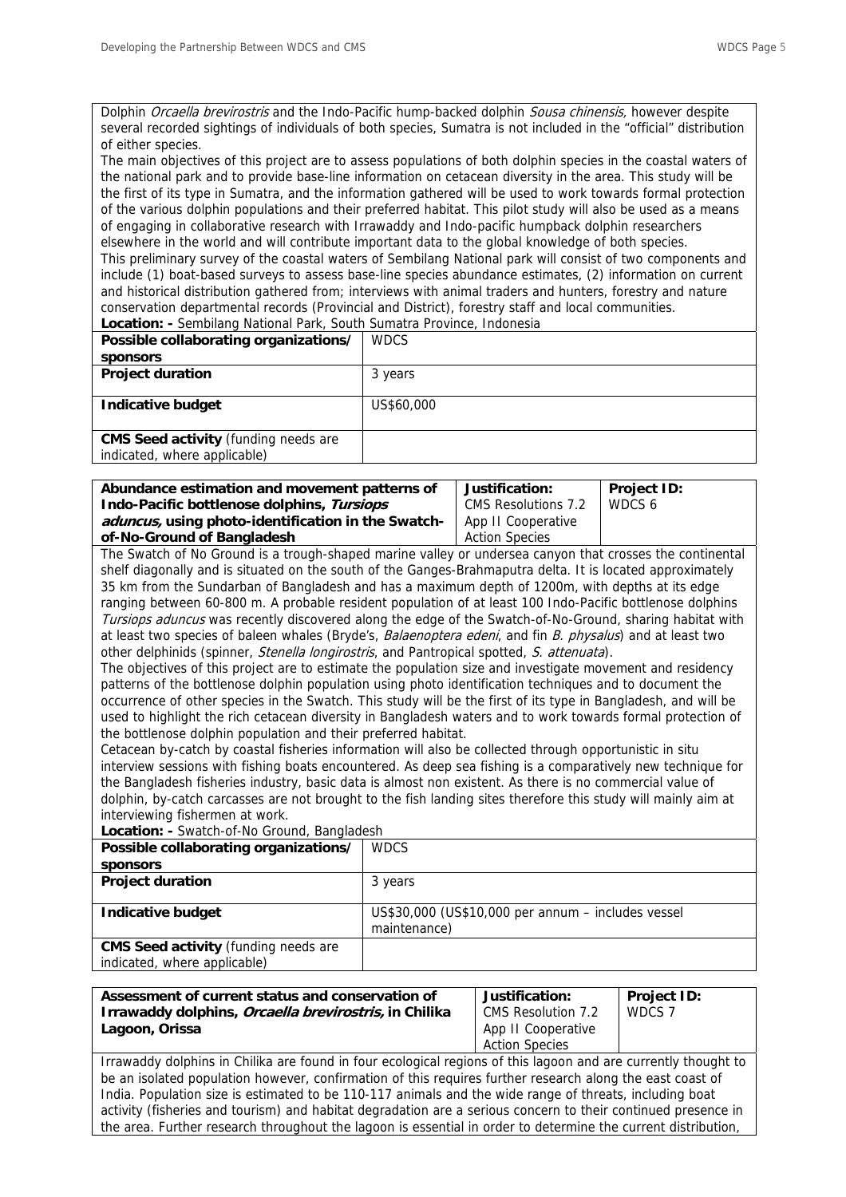Dolphin *Orcaella brevirostris* and the Indo-Pacific hump-backed dolphin *Sousa chinensis,* however despite several recorded sightings of individuals of both species, Sumatra is not included in the "official" distribution of either species.

The main objectives of this project are to assess populations of both dolphin species in the coastal waters of the national park and to provide base-line information on cetacean diversity in the area. This study will be the first of its type in Sumatra, and the information gathered will be used to work towards formal protection of the various dolphin populations and their preferred habitat. This pilot study will also be used as a means of engaging in collaborative research with Irrawaddy and Indo-pacific humpback dolphin researchers elsewhere in the world and will contribute important data to the global knowledge of both species.

This preliminary survey of the coastal waters of Sembilang National park will consist of two components and include (1) boat-based surveys to assess base-line species abundance estimates, (2) information on current and historical distribution gathered from; interviews with animal traders and hunters, forestry and nature conservation departmental records (Provincial and District), forestry staff and local communities.

**Location: -** Sembilang National Park, South Sumatra Province, Indonesia

| | |
|---|---|
| **Possible collaborating organizations/ sponsors** | WDCS |
| **Project duration** | 3 years |
| **Indicative budget** | US$60,000 |
| **CMS Seed activity** (funding needs are indicated, where applicable) | |

| **Abundance estimation and movement patterns of Indo-Pacific bottlenose dolphins, *Tursiops aduncus,* using photo-identification in the Swatch-of-No-Ground of Bangladesh** | **Justification:** CMS Resolutions 7.2 App II Cooperative Action Species | **Project ID:** WDCS 6 |
|---|---|---|

The Swatch of No Ground is a trough-shaped marine valley or undersea canyon that crosses the continental shelf diagonally and is situated on the south of the Ganges-Brahmaputra delta. It is located approximately 35 km from the Sundarban of Bangladesh and has a maximum depth of 1200m, with depths at its edge ranging between 60-800 m. A probable resident population of at least 100 Indo-Pacific bottlenose dolphins *Tursiops aduncus* was recently discovered along the edge of the Swatch-of-No-Ground, sharing habitat with at least two species of baleen whales (Bryde's, *Balaenoptera edeni*, and fin *B. physalus*) and at least two other delphinids (spinner, *Stenella longirostris*, and Pantropical spotted, *S. attenuata*).

The objectives of this project are to estimate the population size and investigate movement and residency patterns of the bottlenose dolphin population using photo identification techniques and to document the occurrence of other species in the Swatch. This study will be the first of its type in Bangladesh, and will be used to highlight the rich cetacean diversity in Bangladesh waters and to work towards formal protection of the bottlenose dolphin population and their preferred habitat.

Cetacean by-catch by coastal fisheries information will also be collected through opportunistic in situ interview sessions with fishing boats encountered. As deep sea fishing is a comparatively new technique for the Bangladesh fisheries industry, basic data is almost non existent. As there is no commercial value of dolphin, by-catch carcasses are not brought to the fish landing sites therefore this study will mainly aim at interviewing fishermen at work.

**Location: -** Swatch-of-No Ground, Bangladesh

| | |
|---|---|
| **Possible collaborating organizations/ sponsors** | WDCS |
| **Project duration** | 3 years |
| **Indicative budget** | US$30,000 (US$10,000 per annum – includes vessel maintenance) |
| **CMS Seed activity** (funding needs are indicated, where applicable) | |

| **Assessment of current status and conservation of Irrawaddy dolphins, *Orcaella brevirostris,* in Chilika Lagoon, Orissa** | **Justification:** CMS Resolution 7.2 App II Cooperative Action Species | **Project ID:** WDCS 7 |
|---|---|---|

Irrawaddy dolphins in Chilika are found in four ecological regions of this lagoon and are currently thought to be an isolated population however, confirmation of this requires further research along the east coast of India. Population size is estimated to be 110-117 animals and the wide range of threats, including boat activity (fisheries and tourism) and habitat degradation are a serious concern to their continued presence in the area. Further research throughout the lagoon is essential in order to determine the current distribution,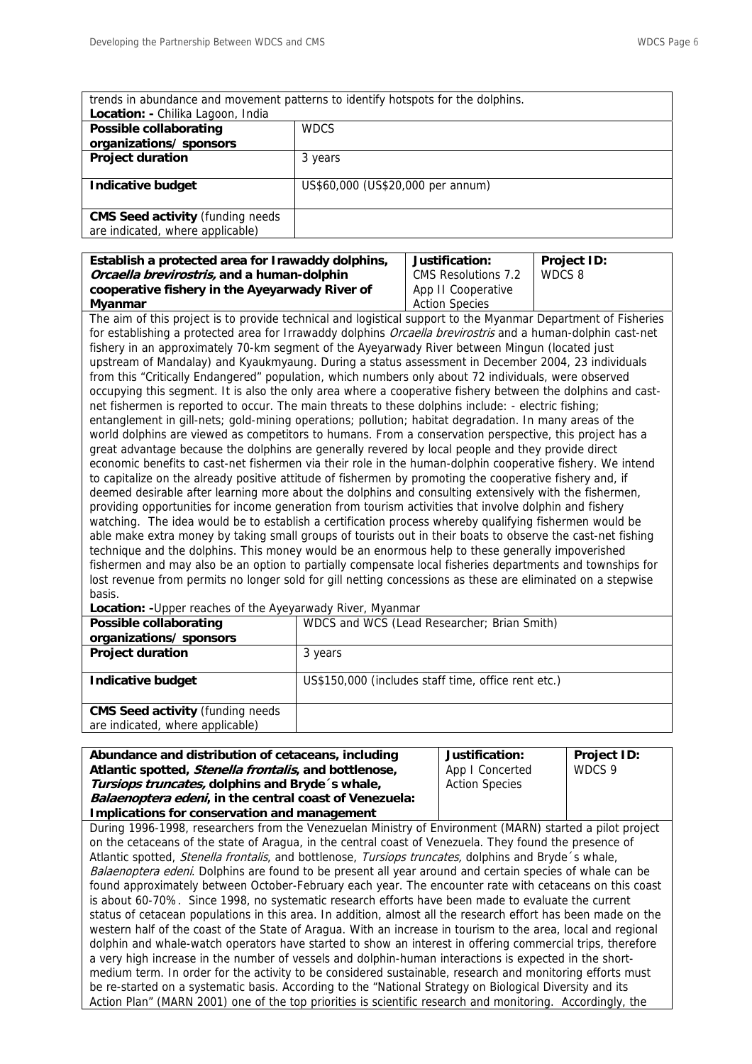trends in abundance and movement patterns to identify hotspots for the dolphins.

**Location: -** Chilika Lagoon, India

| | |
|---|---|
| **Possible collaborating organizations/ sponsors** | WDCS |
| **Project duration** | 3 years |
| **Indicative budget** | US$60,000 (US$20,000 per annum) |
| **CMS Seed activity** (funding needs are indicated, where applicable) | |

| **Establish a protected area for Irawaddy dolphins, *Orcaella brevirostris*, and a human-dolphin cooperative fishery in the Ayeyarwady River of Myanmar** | **Justification:** CMS Resolutions 7.2 App II Cooperative Action Species | **Project ID:** WDCS 8 |
|---|---|---|

The aim of this project is to provide technical and logistical support to the Myanmar Department of Fisheries for establishing a protected area for Irrawaddy dolphins *Orcaella brevirostris* and a human-dolphin cast-net fishery in an approximately 70-km segment of the Ayeyarwady River between Mingun (located just upstream of Mandalay) and Kyaukmyaung. During a status assessment in December 2004, 23 individuals from this "Critically Endangered" population, which numbers only about 72 individuals, were observed occupying this segment. It is also the only area where a cooperative fishery between the dolphins and cast-net fishermen is reported to occur. The main threats to these dolphins include: - electric fishing; entanglement in gill-nets; gold-mining operations; pollution; habitat degradation. In many areas of the world dolphins are viewed as competitors to humans. From a conservation perspective, this project has a great advantage because the dolphins are generally revered by local people and they provide direct economic benefits to cast-net fishermen via their role in the human-dolphin cooperative fishery. We intend to capitalize on the already positive attitude of fishermen by promoting the cooperative fishery and, if deemed desirable after learning more about the dolphins and consulting extensively with the fishermen, providing opportunities for income generation from tourism activities that involve dolphin and fishery watching. The idea would be to establish a certification process whereby qualifying fishermen would be able make extra money by taking small groups of tourists out in their boats to observe the cast-net fishing technique and the dolphins. This money would be an enormous help to these generally impoverished fishermen and may also be an option to partially compensate local fisheries departments and townships for lost revenue from permits no longer sold for gill netting concessions as these are eliminated on a stepwise basis.

**Location: -**Upper reaches of the Ayeyarwady River, Myanmar

| | |
|---|---|
| **Possible collaborating organizations/ sponsors** | WDCS and WCS (Lead Researcher; Brian Smith) |
| **Project duration** | 3 years |
| **Indicative budget** | US$150,000 (includes staff time, office rent etc.) |
| **CMS Seed activity** (funding needs are indicated, where applicable) | |

| **Abundance and distribution of cetaceans, including Atlantic spotted, *Stenella frontalis*, and bottlenose, *Tursiops truncates*, dolphins and Bryde´s whale, *Balaenoptera edeni*, in the central coast of Venezuela: Implications for conservation and management** | **Justification:** App I Concerted Action Species | **Project ID:** WDCS 9 |
|---|---|---|

During 1996-1998, researchers from the Venezuelan Ministry of Environment (MARN) started a pilot project on the cetaceans of the state of Aragua, in the central coast of Venezuela. They found the presence of Atlantic spotted, *Stenella frontalis*, and bottlenose, *Tursiops truncates,* dolphins and Bryde´s whale, *Balaenoptera edeni*. Dolphins are found to be present all year around and certain species of whale can be found approximately between October-February each year. The encounter rate with cetaceans on this coast is about 60-70%. Since 1998, no systematic research efforts have been made to evaluate the current status of cetacean populations in this area. In addition, almost all the research effort has been made on the western half of the coast of the State of Aragua. With an increase in tourism to the area, local and regional dolphin and whale-watch operators have started to show an interest in offering commercial trips, therefore a very high increase in the number of vessels and dolphin-human interactions is expected in the short-medium term. In order for the activity to be considered sustainable, research and monitoring efforts must be re-started on a systematic basis. According to the "National Strategy on Biological Diversity and its Action Plan" (MARN 2001) one of the top priorities is scientific research and monitoring. Accordingly, the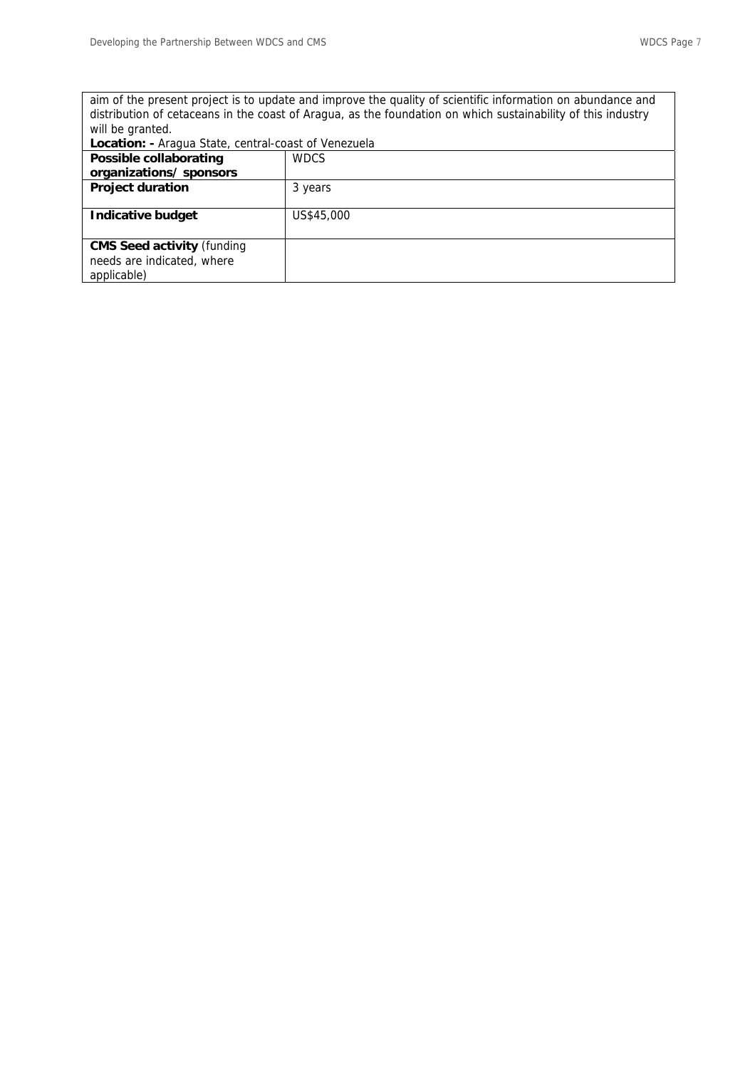aim of the present project is to update and improve the quality of scientific information on abundance and distribution of cetaceans in the coast of Aragua, as the foundation on which sustainability of this industry will be granted.

**Location: -** Aragua State, central-coast of Venezuela

| | |
|---|---|
| **Possible collaborating organizations/ sponsors** | WDCS |
| **Project duration** | 3 years |
| **Indicative budget** | US$45,000 |
| **CMS Seed activity** (funding needs are indicated, where applicable) | |